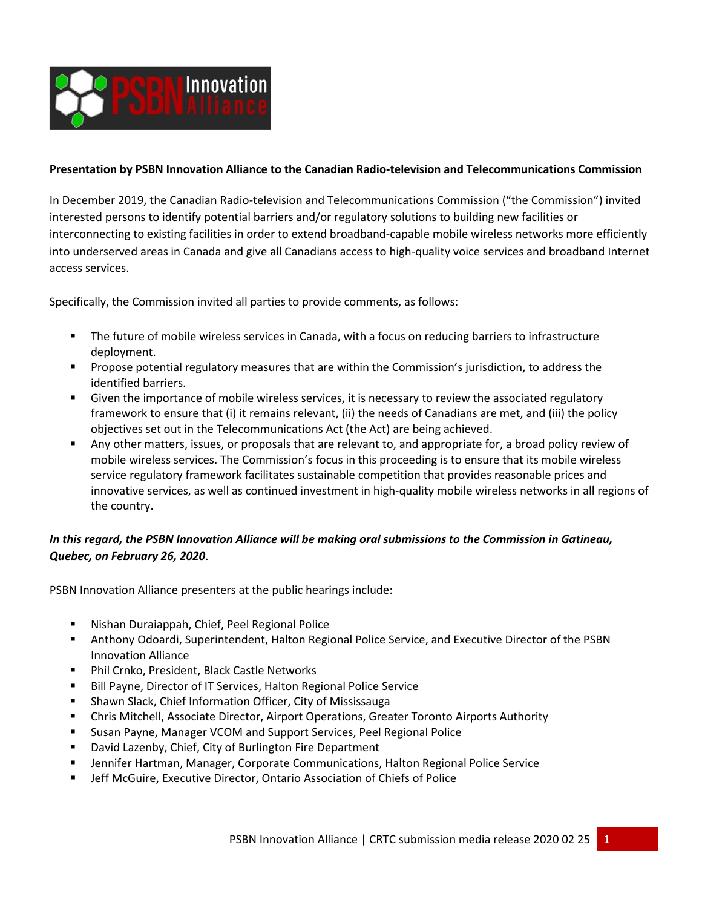**Presentation by PSBN Innovation Alliance to the Canadian Radio-television and Telecommunications Commission**

In December 2019, the Canadian Radio-television and Telecommunications Commission ("the Commission") invited interested persons to identify potential barriers and/or regulatory solutions to building new facilities or interconnecting to existing facilities in order to extend broadband-capable mobile wireless networks more efficiently into underserved areas in Canada and give all Canadians access to high-quality voice services and broadband Internet access services.

Specifically, the Commission invited all parties to provide comments, as follows:

- The future of mobile wireless services in Canada, with a focus on reducing barriers to infrastructure deployment.
- Propose potential regulatory measures that are within the Commission's jurisdiction, to address the identified barriers.
- Given the importance of mobile wireless services, it is necessary to review the associated regulatory framework to ensure that (i) it remains relevant, (ii) the needs of Canadians are met, and (iii) the policy objectives set out in the Telecommunications Act (the Act) are being achieved.
- Any other matters, issues, or proposals that are relevant to, and appropriate for, a broad policy review of mobile wireless services. The Commission's focus in this proceeding is to ensure that its mobile wireless service regulatory framework facilitates sustainable competition that provides reasonable prices and innovative services, as well as continued investment in high-quality mobile wireless networks in all regions of the country.

***In this regard, the PSBN Innovation Alliance will be making oral submissions to the Commission in Gatineau, Quebec, on February 26, 2020***.

PSBN Innovation Alliance presenters at the public hearings include:

- Nishan Duraiappah, Chief, Peel Regional Police
- Anthony Odoardi, Superintendent, Halton Regional Police Service, and Executive Director of the PSBN Innovation Alliance
- Phil Crnko, President, Black Castle Networks
- Bill Payne, Director of IT Services, Halton Regional Police Service
- Shawn Slack, Chief Information Officer, City of Mississauga
- Chris Mitchell, Associate Director, Airport Operations, Greater Toronto Airports Authority
- Susan Payne, Manager VCOM and Support Services, Peel Regional Police
- David Lazenby, Chief, City of Burlington Fire Department
- Jennifer Hartman, Manager, Corporate Communications, Halton Regional Police Service
- Jeff McGuire, Executive Director, Ontario Association of Chiefs of Police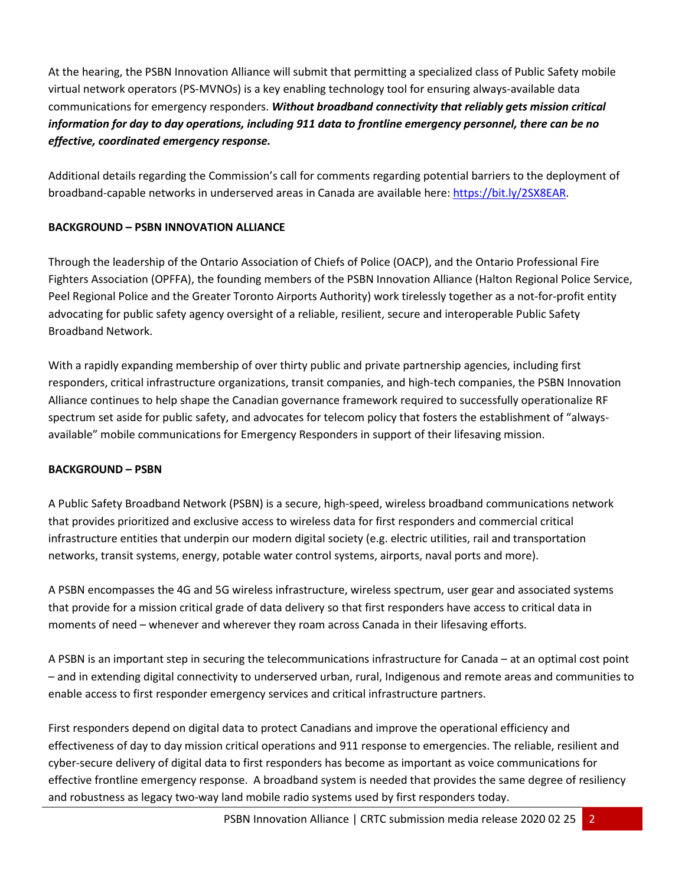At the hearing, the PSBN Innovation Alliance will submit that permitting a specialized class of Public Safety mobile virtual network operators (PS-MVNOs) is a key enabling technology tool for ensuring always-available data communications for emergency responders. ***Without broadband connectivity that reliably gets mission critical information for day to day operations, including 911 data to frontline emergency personnel, there can be no effective, coordinated emergency response.***

Additional details regarding the Commission's call for comments regarding potential barriers to the deployment of broadband-capable networks in underserved areas in Canada are available here: [https://bit.ly/2SX8EAR](https://bit.ly/2SX8EAR).

**BACKGROUND – PSBN INNOVATION ALLIANCE**

Through the leadership of the Ontario Association of Chiefs of Police (OACP), and the Ontario Professional Fire Fighters Association (OPFFA), the founding members of the PSBN Innovation Alliance (Halton Regional Police Service, Peel Regional Police and the Greater Toronto Airports Authority) work tirelessly together as a not-for-profit entity advocating for public safety agency oversight of a reliable, resilient, secure and interoperable Public Safety Broadband Network.

With a rapidly expanding membership of over thirty public and private partnership agencies, including first responders, critical infrastructure organizations, transit companies, and high-tech companies, the PSBN Innovation Alliance continues to help shape the Canadian governance framework required to successfully operationalize RF spectrum set aside for public safety, and advocates for telecom policy that fosters the establishment of "always-available" mobile communications for Emergency Responders in support of their lifesaving mission.

**BACKGROUND – PSBN**

A Public Safety Broadband Network (PSBN) is a secure, high-speed, wireless broadband communications network that provides prioritized and exclusive access to wireless data for first responders and commercial critical infrastructure entities that underpin our modern digital society (e.g. electric utilities, rail and transportation networks, transit systems, energy, potable water control systems, airports, naval ports and more).

A PSBN encompasses the 4G and 5G wireless infrastructure, wireless spectrum, user gear and associated systems that provide for a mission critical grade of data delivery so that first responders have access to critical data in moments of need – whenever and wherever they roam across Canada in their lifesaving efforts.

A PSBN is an important step in securing the telecommunications infrastructure for Canada – at an optimal cost point – and in extending digital connectivity to underserved urban, rural, Indigenous and remote areas and communities to enable access to first responder emergency services and critical infrastructure partners.

First responders depend on digital data to protect Canadians and improve the operational efficiency and effectiveness of day to day mission critical operations and 911 response to emergencies. The reliable, resilient and cyber-secure delivery of digital data to first responders has become as important as voice communications for effective frontline emergency response. A broadband system is needed that provides the same degree of resiliency and robustness as legacy two-way land mobile radio systems used by first responders today.